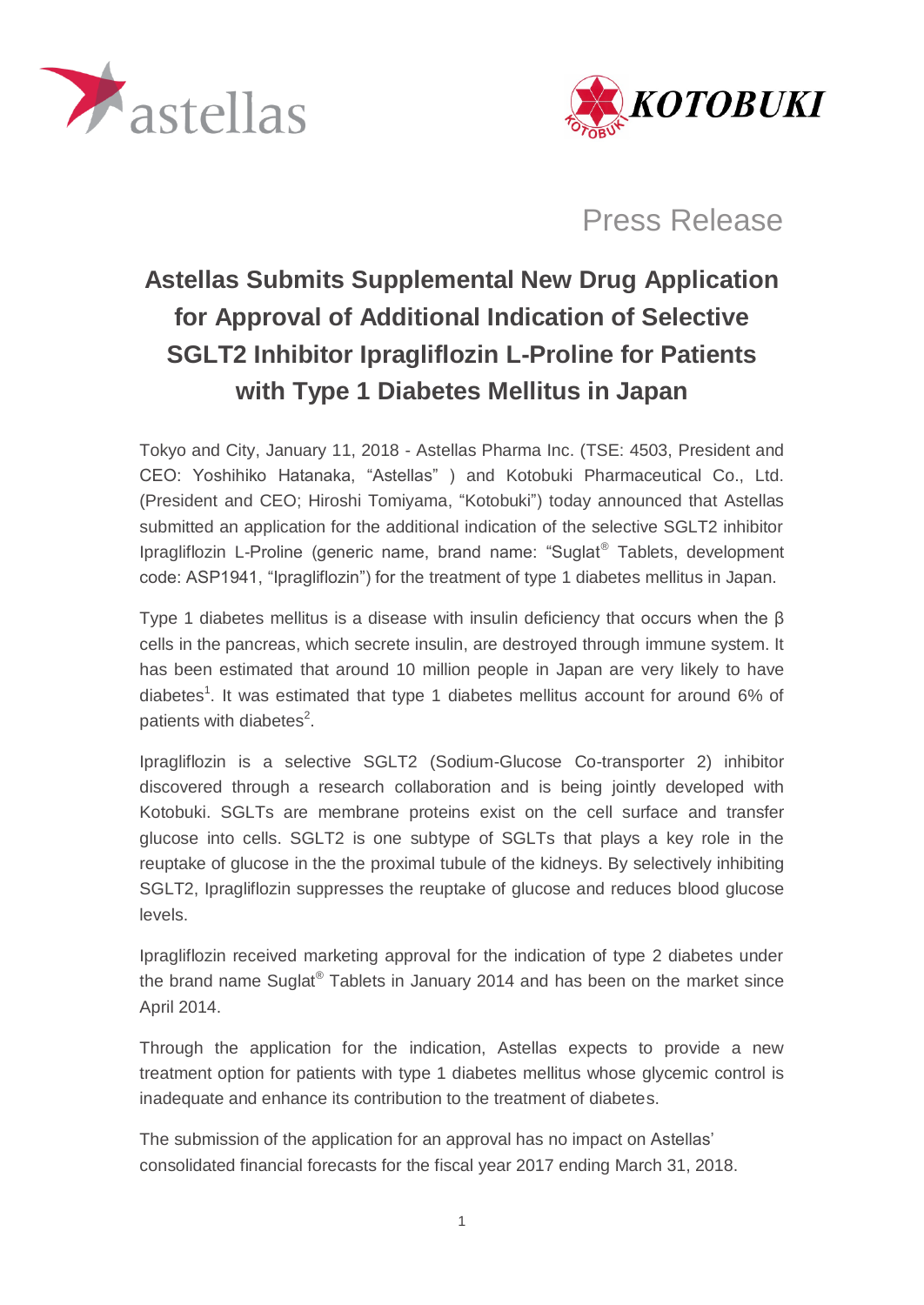Press Release

# Astellas Submits Supplemental New Drug Application for Approval of Additional Indication of Selective SGLT2 Inhibitor Ipragliflozin L-Proline for Patients with Type 1 Diabetes Mellitus in Japan

Tokyo and City, January 11, 2018 - Astellas Pharma Inc. (TSE: 4503, President and CEO: Yoshihiko Hatanaka, "Astellas" ) and Kotobuki Pharmaceutical Co., Ltd. (President and CEO; Hiroshi Tomiyama, "Kotobuki") today announced that Astellas submitted an application for the additional indication of the selective SGLT2 inhibitor Ipragliflozin L-Proline (generic name, brand name: "Suglat® Tablets, development code: ASP1941, "Ipragliflozin") for the treatment of type 1 diabetes mellitus in Japan.

Type 1 diabetes mellitus is a disease with insulin deficiency that occurs when the β cells in the pancreas, which secrete insulin, are destroyed through immune system. It has been estimated that around 10 million people in Japan are very likely to have diabetes[1]. It was estimated that type 1 diabetes mellitus account for around 6% of patients with diabetes[2].

Ipragliflozin is a selective SGLT2 (Sodium-Glucose Co-transporter 2) inhibitor discovered through a research collaboration and is being jointly developed with Kotobuki. SGLTs are membrane proteins exist on the cell surface and transfer glucose into cells. SGLT2 is one subtype of SGLTs that plays a key role in the reuptake of glucose in the the proximal tubule of the kidneys. By selectively inhibiting SGLT2, Ipragliflozin suppresses the reuptake of glucose and reduces blood glucose levels.

Ipragliflozin received marketing approval for the indication of type 2 diabetes under the brand name Suglat® Tablets in January 2014 and has been on the market since April 2014.

Through the application for the indication, Astellas expects to provide a new treatment option for patients with type 1 diabetes mellitus whose glycemic control is inadequate and enhance its contribution to the treatment of diabetes.

The submission of the application for an approval has no impact on Astellas' consolidated financial forecasts for the fiscal year 2017 ending March 31, 2018.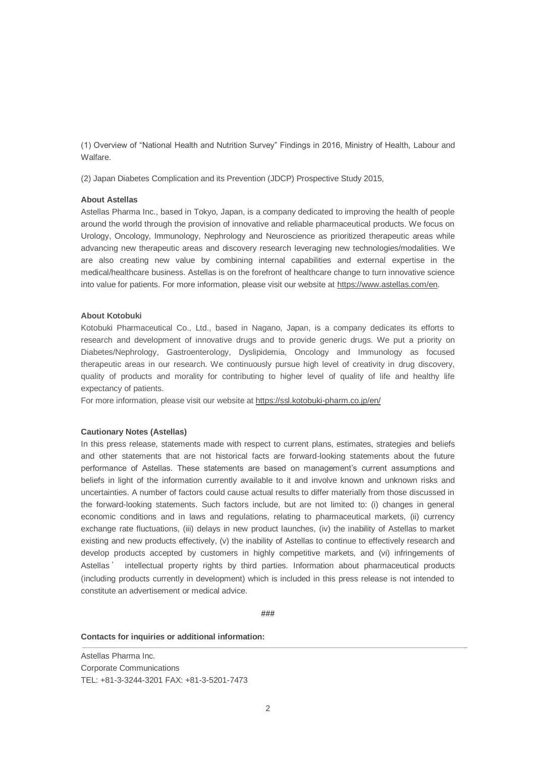(1) Overview of “National Health and Nutrition Survey” Findings in 2016, Ministry of Health, Labour and Walfare.

(2) Japan Diabetes Complication and its Prevention (JDCP) Prospective Study 2015,

**About Astellas**

Astellas Pharma Inc., based in Tokyo, Japan, is a company dedicated to improving the health of people around the world through the provision of innovative and reliable pharmaceutical products. We focus on Urology, Oncology, Immunology, Nephrology and Neuroscience as prioritized therapeutic areas while advancing new therapeutic areas and discovery research leveraging new technologies/modalities. We are also creating new value by combining internal capabilities and external expertise in the medical/healthcare business. Astellas is on the forefront of healthcare change to turn innovative science into value for patients. For more information, please visit our website at https://www.astellas.com/en.

**About Kotobuki**

Kotobuki Pharmaceutical Co., Ltd., based in Nagano, Japan, is a company dedicates its efforts to research and development of innovative drugs and to provide generic drugs. We put a priority on Diabetes/Nephrology, Gastroenterology, Dyslipidemia, Oncology and Immunology as focused therapeutic areas in our research. We continuously pursue high level of creativity in drug discovery, quality of products and morality for contributing to higher level of quality of life and healthy life expectancy of patients.

For more information, please visit our website at https://ssl.kotobuki-pharm.co.jp/en/

**Cautionary Notes (Astellas)**

In this press release, statements made with respect to current plans, estimates, strategies and beliefs and other statements that are not historical facts are forward-looking statements about the future performance of Astellas. These statements are based on management’s current assumptions and beliefs in light of the information currently available to it and involve known and unknown risks and uncertainties. A number of factors could cause actual results to differ materially from those discussed in the forward-looking statements. Such factors include, but are not limited to: (i) changes in general economic conditions and in laws and regulations, relating to pharmaceutical markets, (ii) currency exchange rate fluctuations, (iii) delays in new product launches, (iv) the inability of Astellas to market existing and new products effectively, (v) the inability of Astellas to continue to effectively research and develop products accepted by customers in highly competitive markets, and (vi) infringements of Astellas’ intellectual property rights by third parties. Information about pharmaceutical products (including products currently in development) which is included in this press release is not intended to constitute an advertisement or medical advice.

###

**Contacts for inquiries or additional information:**

Astellas Pharma Inc.
Corporate Communications
TEL: +81-3-3244-3201 FAX: +81-3-5201-7473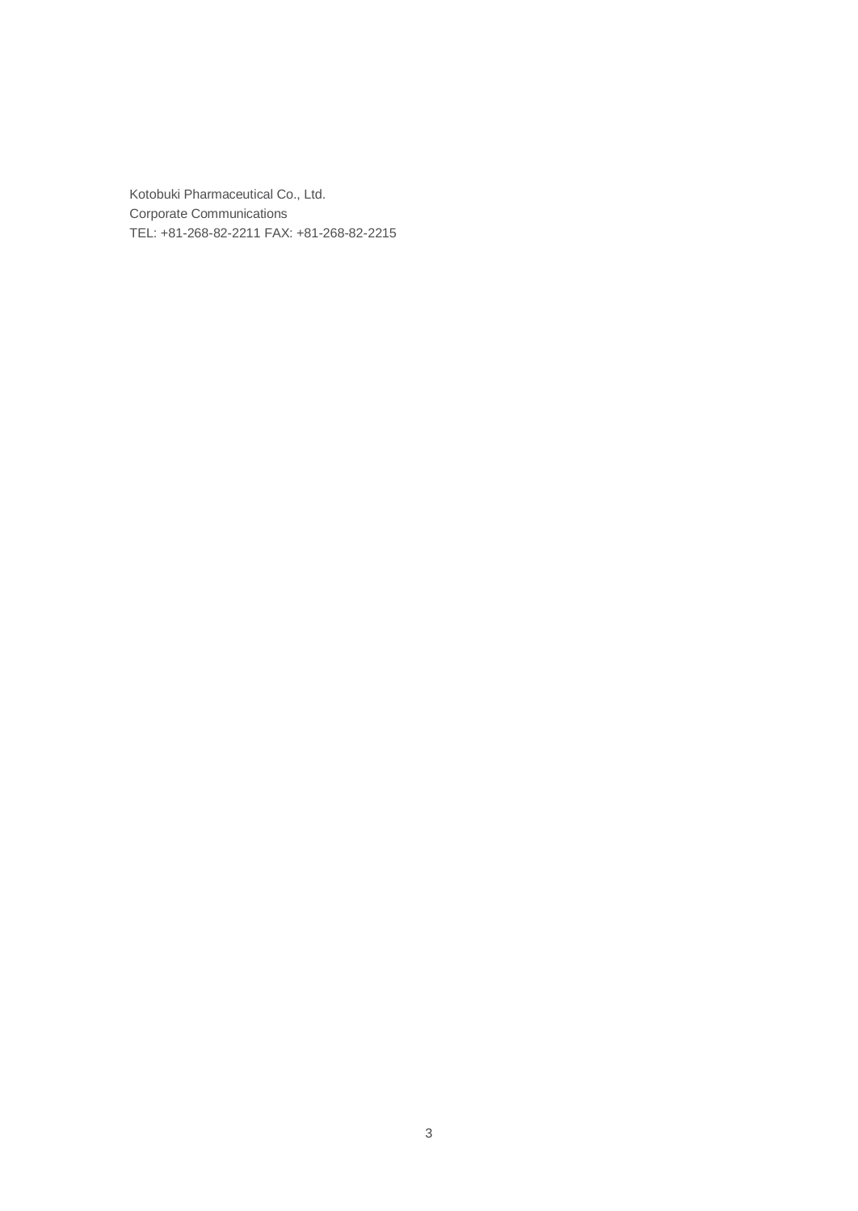Kotobuki Pharmaceutical Co., Ltd.
Corporate Communications
TEL: +81-268-82-2211 FAX: +81-268-82-2215